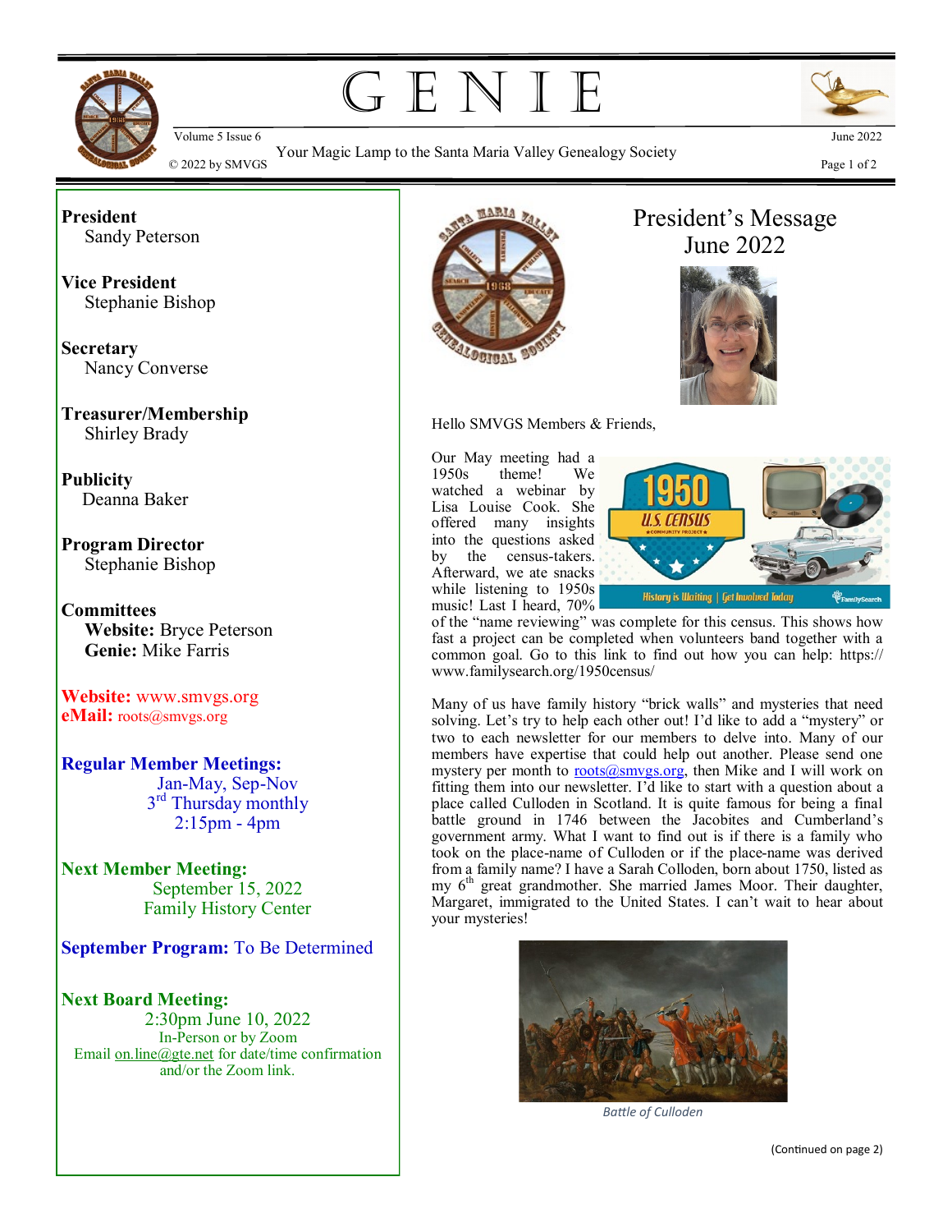# GENIE

Volume 5 Issue 6

Your Magic Lamp to the Santa Maria Valley Genealogy Society

© 2022 by SMVGS

June 2022

**President**
Sandy Peterson

**Vice President**
Stephanie Bishop

**Secretary**
Nancy Converse

**Treasurer/Membership**
Shirley Brady

**Publicity**
Deanna Baker

**Program Director**
Stephanie Bishop

**Committees**
**Website:** Bryce Peterson
**Genie:** Mike Farris

**Website:** www.smvgs.org
**eMail:** roots@smvgs.org

**Regular Member Meetings:**
Jan-May, Sep-Nov
3rd Thursday monthly
2:15pm - 4pm

**Next Member Meeting:**
September 15, 2022
Family History Center

**September Program:** To Be Determined

**Next Board Meeting:**
2:30pm June 10, 2022
In-Person or by Zoom
Email on.line@gte.net for date/time confirmation and/or the Zoom link.

## President's Message June 2022

Hello SMVGS Members & Friends,

Our May meeting had a 1950s theme! We watched a webinar by Lisa Louise Cook. She offered many insights into the questions asked by the census-takers. Afterward, we ate snacks while listening to 1950s music! Last I heard, 70% of the "name reviewing" was complete for this census. This shows how fast a project can be completed when volunteers band together with a common goal. Go to this link to find out how you can help: https://www.familysearch.org/1950census/

Many of us have family history "brick walls" and mysteries that need solving. Let's try to help each other out! I'd like to add a "mystery" or two to each newsletter for our members to delve into. Many of our members have expertise that could help out another. Please send one mystery per month to roots@smvgs.org, then Mike and I will work on fitting them into our newsletter. I'd like to start with a question about a place called Culloden in Scotland. It is quite famous for being a final battle ground in 1746 between the Jacobites and Cumberland's government army. What I want to find out is if there is a family who took on the place-name of Culloden or if the place-name was derived from a family name? I have a Sarah Colloden, born about 1750, listed as my 6th great grandmother. She married James Moor. Their daughter, Margaret, immigrated to the United States. I can't wait to hear about your mysteries!

*Battle of Culloden*

(Continued on page 2)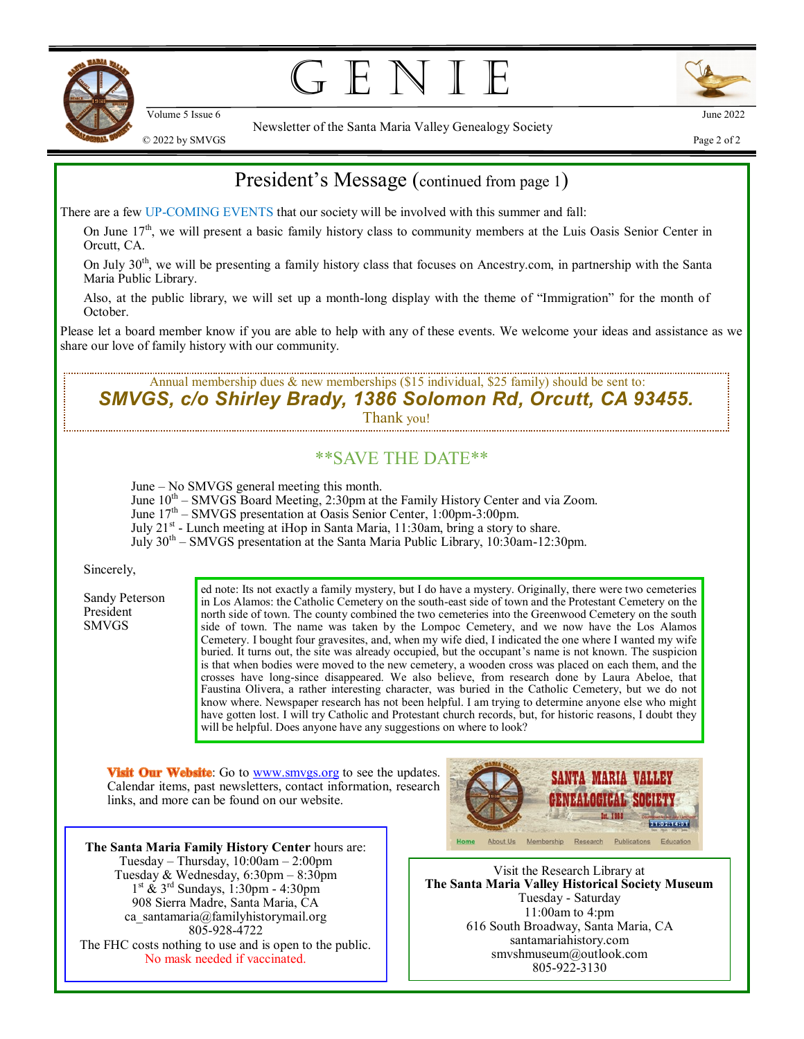## President's Message (continued from page 1)

There are a few UP-COMING EVENTS that our society will be involved with this summer and fall:

On June 17th, we will present a basic family history class to community members at the Luis Oasis Senior Center in Orcutt, CA.

On July 30th, we will be presenting a family history class that focuses on Ancestry.com, in partnership with the Santa Maria Public Library.

Also, at the public library, we will set up a month-long display with the theme of "Immigration" for the month of October.

Please let a board member know if you are able to help with any of these events. We welcome your ideas and assistance as we share our love of family history with our community.

Annual membership dues & new memberships ($15 individual, $25 family) should be sent to:

***SMVGS, c/o Shirley Brady, 1386 Solomon Rd, Orcutt, CA 93455.***

Thank you!

### **SAVE THE DATE**

June – No SMVGS general meeting this month.
June 10th – SMVGS Board Meeting, 2:30pm at the Family History Center and via Zoom.
June 17th – SMVGS presentation at Oasis Senior Center, 1:00pm-3:00pm.
July 21st - Lunch meeting at iHop in Santa Maria, 11:30am, bring a story to share.
July 30th – SMVGS presentation at the Santa Maria Public Library, 10:30am-12:30pm.

Sincerely,

Sandy Peterson
President
SMVGS

ed note: Its not exactly a family mystery, but I do have a mystery. Originally, there were two cemeteries in Los Alamos: the Catholic Cemetery on the south-east side of town and the Protestant Cemetery on the north side of town. The county combined the two cemeteries into the Greenwood Cemetery on the south side of town. The name was taken by the Lompoc Cemetery, and we now have the Los Alamos Cemetery. I bought four gravesites, and, when my wife died, I indicated the one where I wanted my wife buried. It turns out, the site was already occupied, but the occupant's name is not known. The suspicion is that when bodies were moved to the new cemetery, a wooden cross was placed on each them, and the crosses have long-since disappeared. We also believe, from research done by Laura Abeloe, that Faustina Olivera, a rather interesting character, was buried in the Catholic Cemetery, but we do not know where. Newspaper research has not been helpful. I am trying to determine anyone else who might have gotten lost. I will try Catholic and Protestant church records, but, for historic reasons, I doubt they will be helpful. Does anyone have any suggestions on where to look?

**Visit Our Website**: Go to www.smvgs.org to see the updates. Calendar items, past newsletters, contact information, research links, and more can be found on our website.

**The Santa Maria Family History Center** hours are:
Tuesday – Thursday, 10:00am – 2:00pm
Tuesday & Wednesday, 6:30pm – 8:30pm
1st & 3rd Sundays, 1:30pm - 4:30pm
908 Sierra Madre, Santa Maria, CA
ca_santamaria@familyhistorymail.org
805-928-4722
The FHC costs nothing to use and is open to the public.
No mask needed if vaccinated.

Visit the Research Library at
**The Santa Maria Valley Historical Society Museum**
Tuesday - Saturday
11:00am to 4:pm
616 South Broadway, Santa Maria, CA
santamariahistory.com
smvshmuseum@outlook.com
805-922-3130